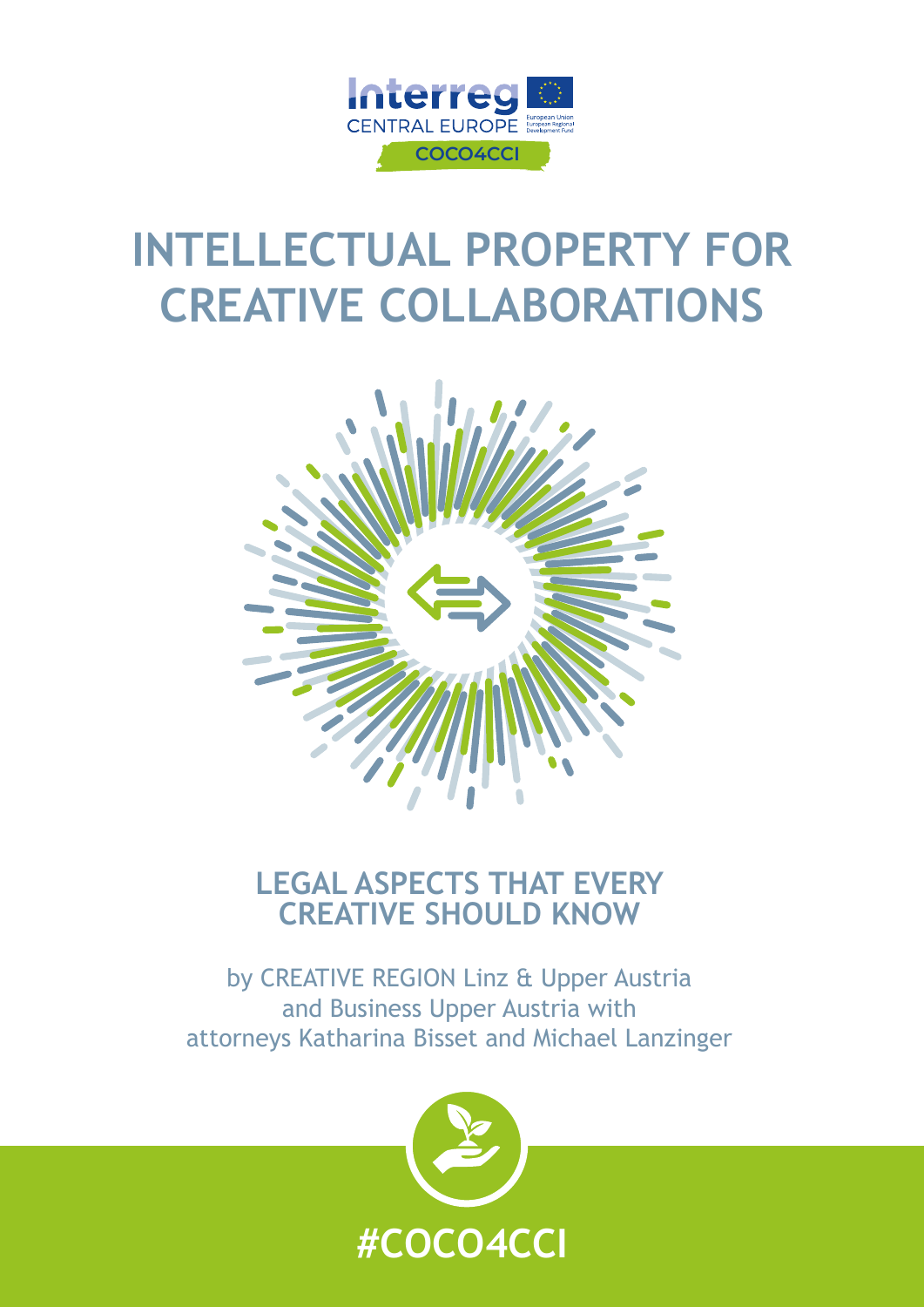Interreg CENTRAL EUROPE

European Union
European Regional Development Fund

COCO4CCI

# INTELLECTUAL PROPERTY FOR CREATIVE COLLABORATIONS

## LEGAL ASPECTS THAT EVERY CREATIVE SHOULD KNOW

by CREATIVE REGION Linz & Upper Austria
and Business Upper Austria with
attorneys Katharina Bisset and Michael Lanzinger

#COCO4CCI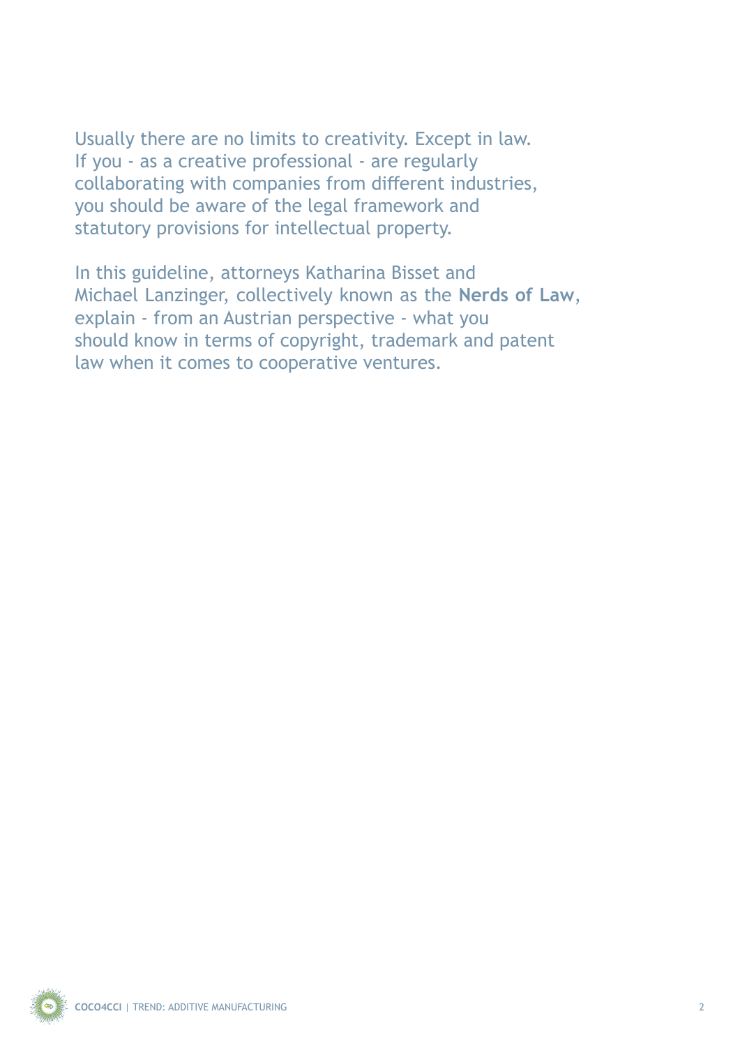Usually there are no limits to creativity. Except in law. If you - as a creative professional - are regularly collaborating with companies from different industries, you should be aware of the legal framework and statutory provisions for intellectual property.

In this guideline, attorneys Katharina Bisset and Michael Lanzinger, collectively known as the **Nerds of Law**, explain - from an Austrian perspective - what you should know in terms of copyright, trademark and patent law when it comes to cooperative ventures.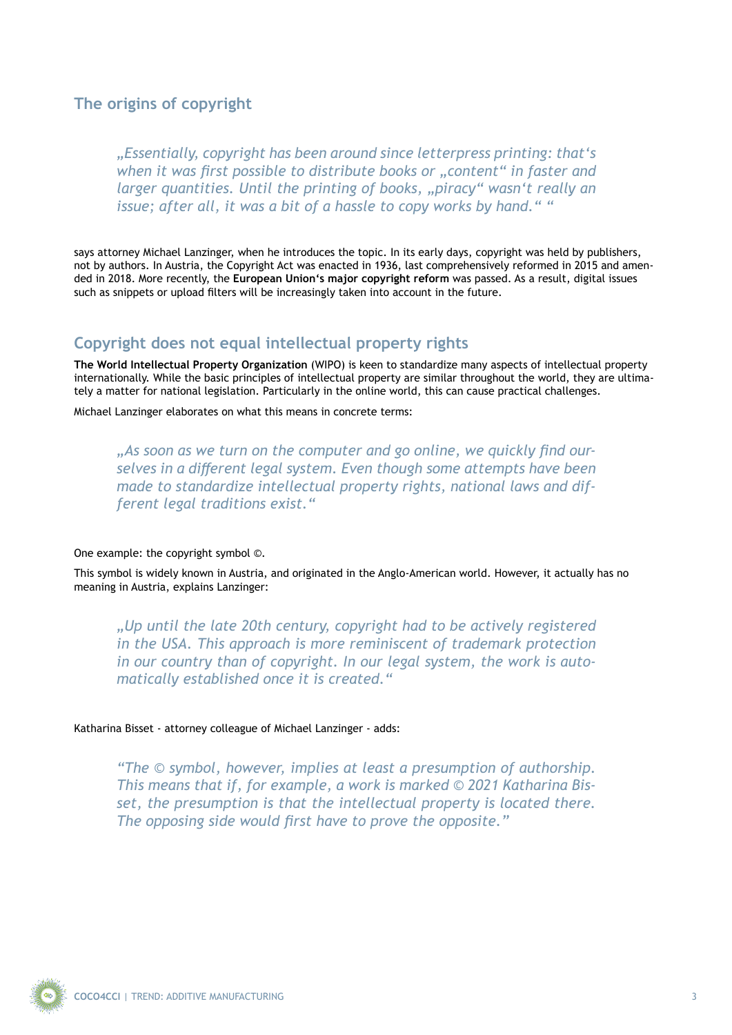## The origins of copyright

> *„Essentially, copyright has been around since letterpress printing: that's when it was first possible to distribute books or „content" in faster and larger quantities. Until the printing of books, „piracy" wasn't really an issue; after all, it was a bit of a hassle to copy works by hand." "*

says attorney Michael Lanzinger, when he introduces the topic. In its early days, copyright was held by publishers, not by authors. In Austria, the Copyright Act was enacted in 1936, last comprehensively reformed in 2015 and amended in 2018. More recently, the **European Union's major copyright reform** was passed. As a result, digital issues such as snippets or upload filters will be increasingly taken into account in the future.

## Copyright does not equal intellectual property rights

**The World Intellectual Property Organization** (WIPO) is keen to standardize many aspects of intellectual property internationally. While the basic principles of intellectual property are similar throughout the world, they are ultimately a matter for national legislation. Particularly in the online world, this can cause practical challenges.

Michael Lanzinger elaborates on what this means in concrete terms:

> *„As soon as we turn on the computer and go online, we quickly find ourselves in a different legal system. Even though some attempts have been made to standardize intellectual property rights, national laws and different legal traditions exist."*

One example: the copyright symbol ©.

This symbol is widely known in Austria, and originated in the Anglo-American world. However, it actually has no meaning in Austria, explains Lanzinger:

> *„Up until the late 20th century, copyright had to be actively registered in the USA. This approach is more reminiscent of trademark protection in our country than of copyright. In our legal system, the work is automatically established once it is created."*

Katharina Bisset - attorney colleague of Michael Lanzinger - adds:

> *"The © symbol, however, implies at least a presumption of authorship. This means that if, for example, a work is marked © 2021 Katharina Bisset, the presumption is that the intellectual property is located there. The opposing side would first have to prove the opposite."*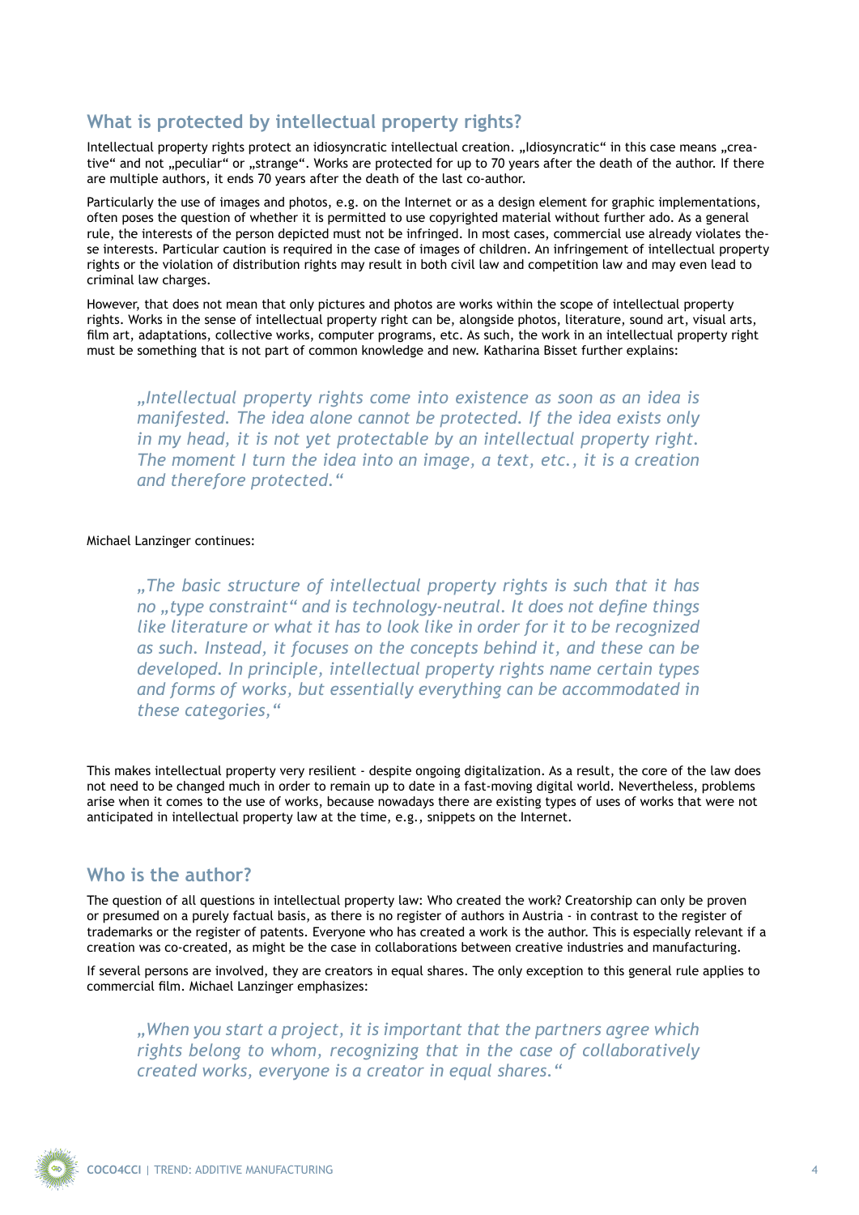## What is protected by intellectual property rights?

Intellectual property rights protect an idiosyncratic intellectual creation. „Idiosyncratic" in this case means „creative" and not „peculiar" or „strange". Works are protected for up to 70 years after the death of the author. If there are multiple authors, it ends 70 years after the death of the last co-author.

Particularly the use of images and photos, e.g. on the Internet or as a design element for graphic implementations, often poses the question of whether it is permitted to use copyrighted material without further ado. As a general rule, the interests of the person depicted must not be infringed. In most cases, commercial use already violates these interests. Particular caution is required in the case of images of children. An infringement of intellectual property rights or the violation of distribution rights may result in both civil law and competition law and may even lead to criminal law charges.

However, that does not mean that only pictures and photos are works within the scope of intellectual property rights. Works in the sense of intellectual property right can be, alongside photos, literature, sound art, visual arts, film art, adaptations, collective works, computer programs, etc. As such, the work in an intellectual property right must be something that is not part of common knowledge and new. Katharina Bisset further explains:

> *„Intellectual property rights come into existence as soon as an idea is manifested. The idea alone cannot be protected. If the idea exists only in my head, it is not yet protectable by an intellectual property right. The moment I turn the idea into an image, a text, etc., it is a creation and therefore protected."*

Michael Lanzinger continues:

> *„The basic structure of intellectual property rights is such that it has no „type constraint" and is technology-neutral. It does not define things like literature or what it has to look like in order for it to be recognized as such. Instead, it focuses on the concepts behind it, and these can be developed. In principle, intellectual property rights name certain types and forms of works, but essentially everything can be accommodated in these categories,"*

This makes intellectual property very resilient - despite ongoing digitalization. As a result, the core of the law does not need to be changed much in order to remain up to date in a fast-moving digital world. Nevertheless, problems arise when it comes to the use of works, because nowadays there are existing types of uses of works that were not anticipated in intellectual property law at the time, e.g., snippets on the Internet.

## Who is the author?

The question of all questions in intellectual property law: Who created the work? Creatorship can only be proven or presumed on a purely factual basis, as there is no register of authors in Austria - in contrast to the register of trademarks or the register of patents. Everyone who has created a work is the author. This is especially relevant if a creation was co-created, as might be the case in collaborations between creative industries and manufacturing.

If several persons are involved, they are creators in equal shares. The only exception to this general rule applies to commercial film. Michael Lanzinger emphasizes:

> *„When you start a project, it is important that the partners agree which rights belong to whom, recognizing that in the case of collaboratively created works, everyone is a creator in equal shares."*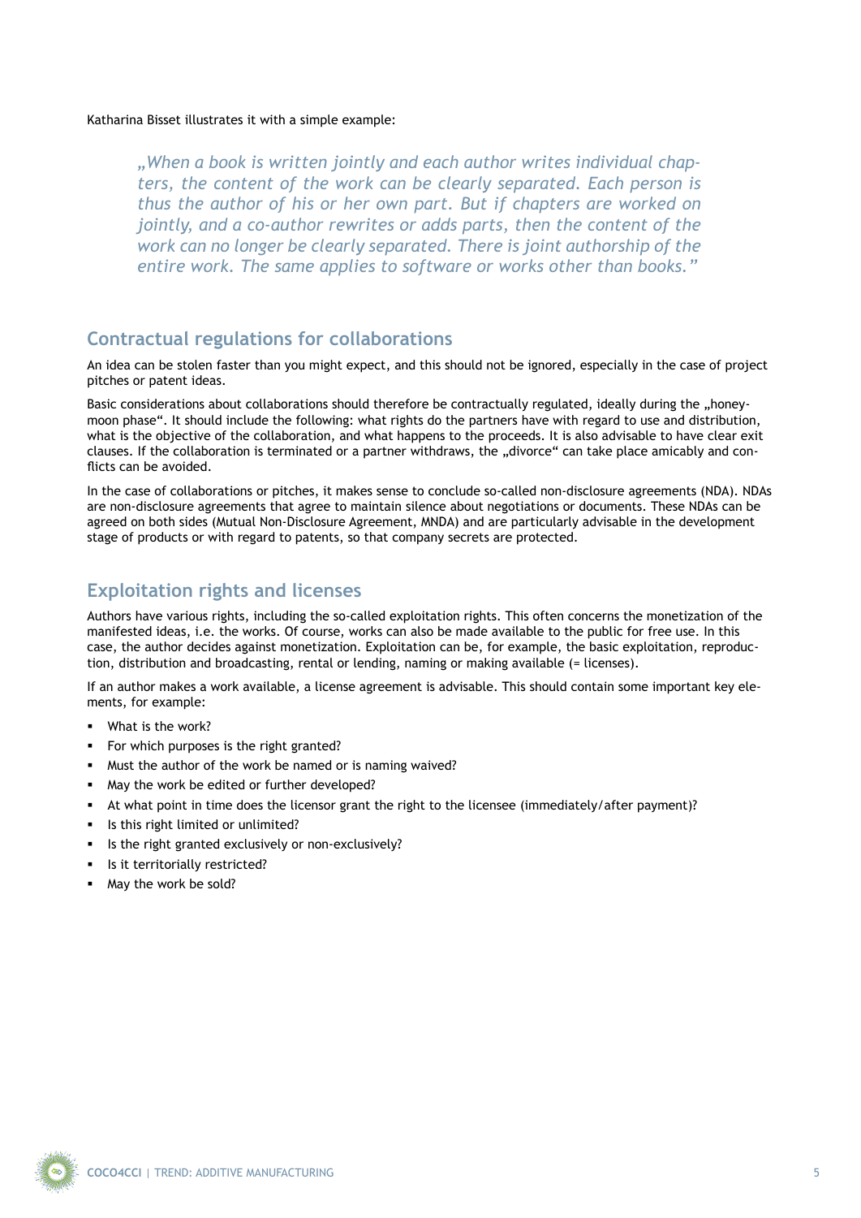Katharina Bisset illustrates it with a simple example:

> *„When a book is written jointly and each author writes individual chapters, the content of the work can be clearly separated. Each person is thus the author of his or her own part. But if chapters are worked on jointly, and a co-author rewrites or adds parts, then the content of the work can no longer be clearly separated. There is joint authorship of the entire work. The same applies to software or works other than books."*

## Contractual regulations for collaborations

An idea can be stolen faster than you might expect, and this should not be ignored, especially in the case of project pitches or patent ideas.

Basic considerations about collaborations should therefore be contractually regulated, ideally during the „honeymoon phase". It should include the following: what rights do the partners have with regard to use and distribution, what is the objective of the collaboration, and what happens to the proceeds. It is also advisable to have clear exit clauses. If the collaboration is terminated or a partner withdraws, the „divorce" can take place amicably and conflicts can be avoided.

In the case of collaborations or pitches, it makes sense to conclude so-called non-disclosure agreements (NDA). NDAs are non-disclosure agreements that agree to maintain silence about negotiations or documents. These NDAs can be agreed on both sides (Mutual Non-Disclosure Agreement, MNDA) and are particularly advisable in the development stage of products or with regard to patents, so that company secrets are protected.

## Exploitation rights and licenses

Authors have various rights, including the so-called exploitation rights. This often concerns the monetization of the manifested ideas, i.e. the works. Of course, works can also be made available to the public for free use. In this case, the author decides against monetization. Exploitation can be, for example, the basic exploitation, reproduction, distribution and broadcasting, rental or lending, naming or making available (= licenses).

If an author makes a work available, a license agreement is advisable. This should contain some important key elements, for example:

- What is the work?
- For which purposes is the right granted?
- Must the author of the work be named or is naming waived?
- May the work be edited or further developed?
- At what point in time does the licensor grant the right to the licensee (immediately/after payment)?
- Is this right limited or unlimited?
- Is the right granted exclusively or non-exclusively?
- Is it territorially restricted?
- May the work be sold?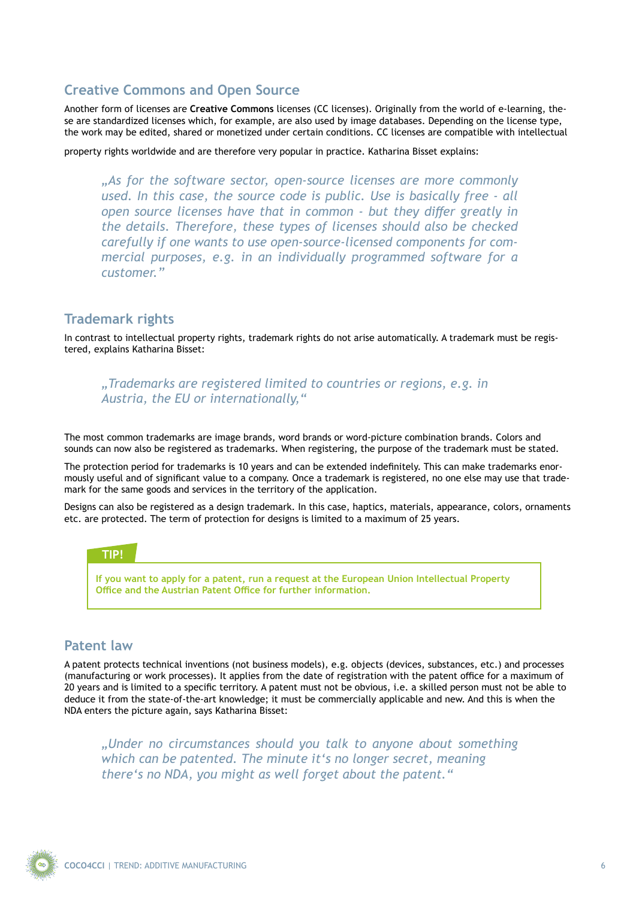## Creative Commons and Open Source

Another form of licenses are **Creative Commons** licenses (CC licenses). Originally from the world of e-learning, these are standardized licenses which, for example, are also used by image databases. Depending on the license type, the work may be edited, shared or monetized under certain conditions. CC licenses are compatible with intellectual property rights worldwide and are therefore very popular in practice. Katharina Bisset explains:

> *„As for the software sector, open-source licenses are more commonly used. In this case, the source code is public. Use is basically free - all open source licenses have that in common - but they differ greatly in the details. Therefore, these types of licenses should also be checked carefully if one wants to use open-source-licensed components for commercial purposes, e.g. in an individually programmed software for a customer."*

## Trademark rights

In contrast to intellectual property rights, trademark rights do not arise automatically. A trademark must be registered, explains Katharina Bisset:

> *„Trademarks are registered limited to countries or regions, e.g. in Austria, the EU or internationally,"*

The most common trademarks are image brands, word brands or word-picture combination brands. Colors and sounds can now also be registered as trademarks. When registering, the purpose of the trademark must be stated.

The protection period for trademarks is 10 years and can be extended indefinitely. This can make trademarks enormously useful and of significant value to a company. Once a trademark is registered, no one else may use that trademark for the same goods and services in the territory of the application.

Designs can also be registered as a design trademark. In this case, haptics, materials, appearance, colors, ornaments etc. are protected. The term of protection for designs is limited to a maximum of 25 years.

**TIP!**

**If you want to apply for a patent, run a request at the European Union Intellectual Property Office and the Austrian Patent Office for further information.**

## Patent law

A patent protects technical inventions (not business models), e.g. objects (devices, substances, etc.) and processes (manufacturing or work processes). It applies from the date of registration with the patent office for a maximum of 20 years and is limited to a specific territory. A patent must not be obvious, i.e. a skilled person must not be able to deduce it from the state-of-the-art knowledge; it must be commercially applicable and new. And this is when the NDA enters the picture again, says Katharina Bisset:

> *„Under no circumstances should you talk to anyone about something which can be patented. The minute it's no longer secret, meaning there's no NDA, you might as well forget about the patent."*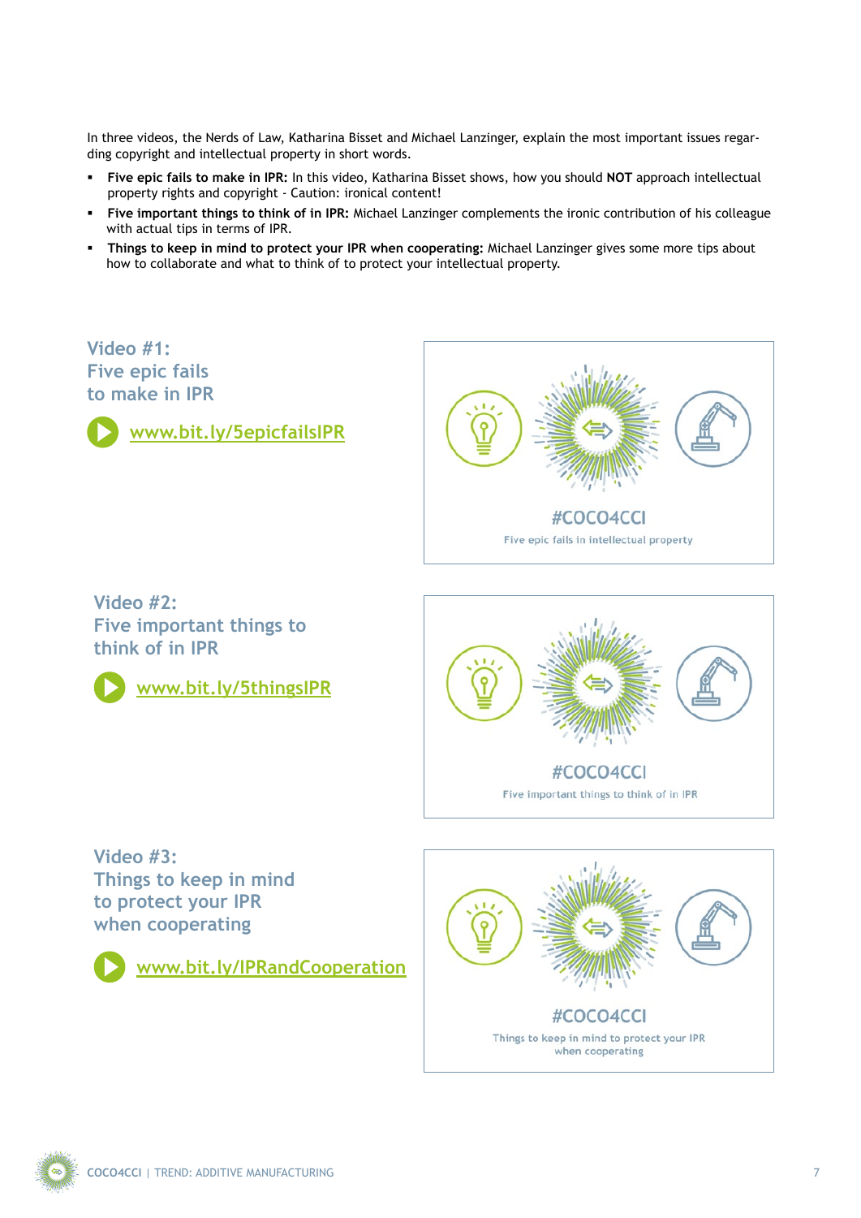In three videos, the Nerds of Law, Katharina Bisset and Michael Lanzinger, explain the most important issues regarding copyright and intellectual property in short words.

- **Five epic fails to make in IPR:** In this video, Katharina Bisset shows, how you should **NOT** approach intellectual property rights and copyright - Caution: ironical content!
- **Five important things to think of in IPR:** Michael Lanzinger complements the ironic contribution of his colleague with actual tips in terms of IPR.
- **Things to keep in mind to protect your IPR when cooperating:** Michael Lanzinger gives some more tips about how to collaborate and what to think of to protect your intellectual property.

## Video #1: Five epic fails to make in IPR

[www.bit.ly/5epicfailsIPR](www.bit.ly/5epicfailsIPR)

#COCO4CCI

Five epic fails in intellectual property

## Video #2: Five important things to think of in IPR

[www.bit.ly/5thingsIPR](www.bit.ly/5thingsIPR)

#COCO4CCI

Five important things to think of in IPR

## Video #3: Things to keep in mind to protect your IPR when cooperating

[www.bit.ly/IPRandCooperation](www.bit.ly/IPRandCooperation)

#COCO4CCI

Things to keep in mind to protect your IPR when cooperating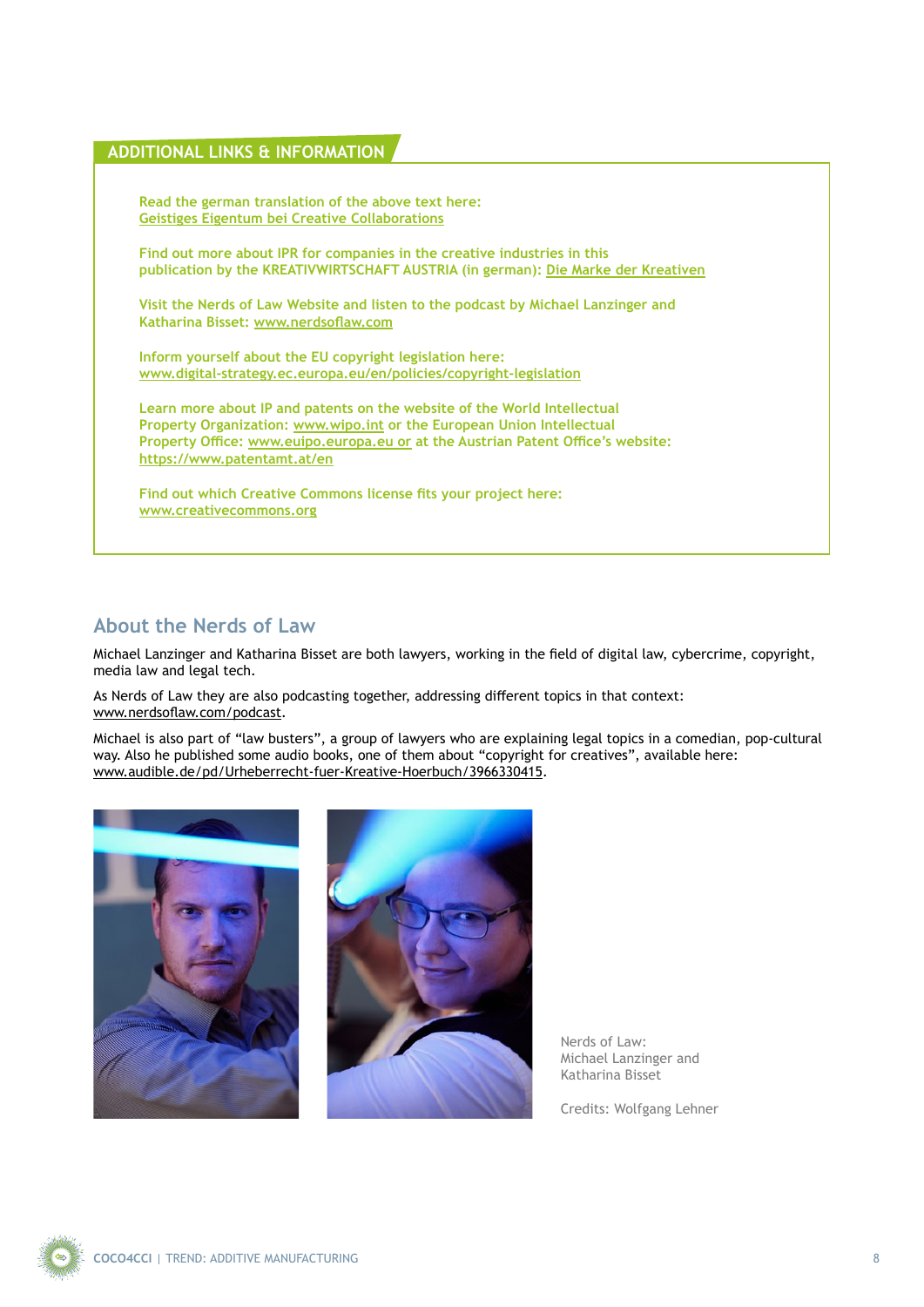## ADDITIONAL LINKS & INFORMATION

Read the german translation of the above text here:
Geistiges Eigentum bei Creative Collaborations

Find out more about IPR for companies in the creative industries in this publication by the KREATIVWIRTSCHAFT AUSTRIA (in german): Die Marke der Kreativen

Visit the Nerds of Law Website and listen to the podcast by Michael Lanzinger and Katharina Bisset: www.nerdsoflaw.com

Inform yourself about the EU copyright legislation here:
www.digital-strategy.ec.europa.eu/en/policies/copyright-legislation

Learn more about IP and patents on the website of the World Intellectual Property Organization: www.wipo.int or the European Union Intellectual Property Office: www.euipo.europa.eu or at the Austrian Patent Office's website: https://www.patentamt.at/en

Find out which Creative Commons license fits your project here:
www.creativecommons.org

## About the Nerds of Law

Michael Lanzinger and Katharina Bisset are both lawyers, working in the field of digital law, cybercrime, copyright, media law and legal tech.

As Nerds of Law they are also podcasting together, addressing different topics in that context:
www.nerdsoflaw.com/podcast.

Michael is also part of "law busters", a group of lawyers who are explaining legal topics in a comedian, pop-cultural way. Also he published some audio books, one of them about "copyright for creatives", available here:
www.audible.de/pd/Urheberrecht-fuer-Kreative-Hoerbuch/3966330415.

Nerds of Law:
Michael Lanzinger and
Katharina Bisset

Credits: Wolfgang Lehner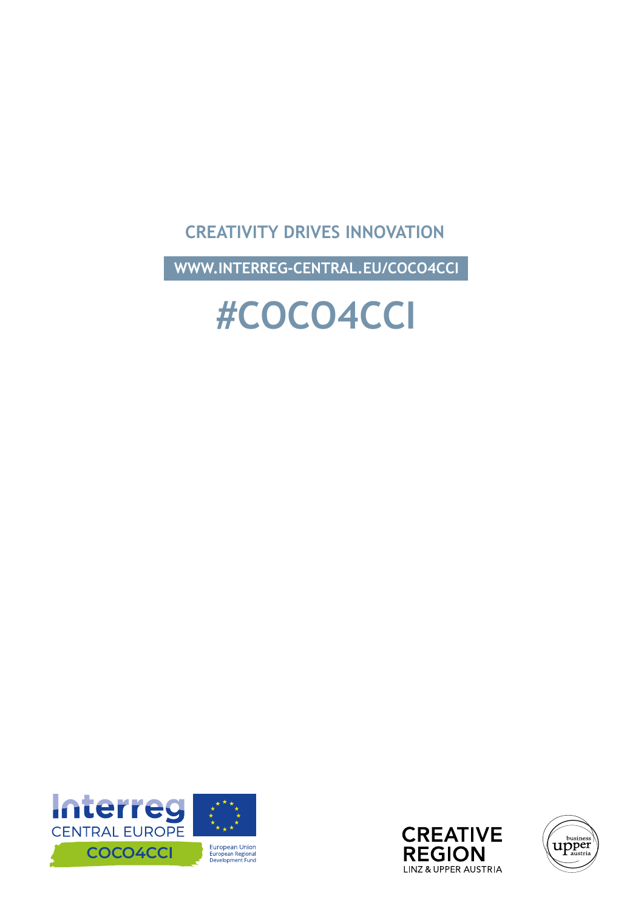CREATIVITY DRIVES INNOVATION

WWW.INTERREG-CENTRAL.EU/COCO4CCI

# #COCO4CCI

Interreg CENTRAL EUROPE COCO4CCI

European Union European Regional Development Fund

CREATIVE REGION LINZ & UPPER AUSTRIA

business upper austria